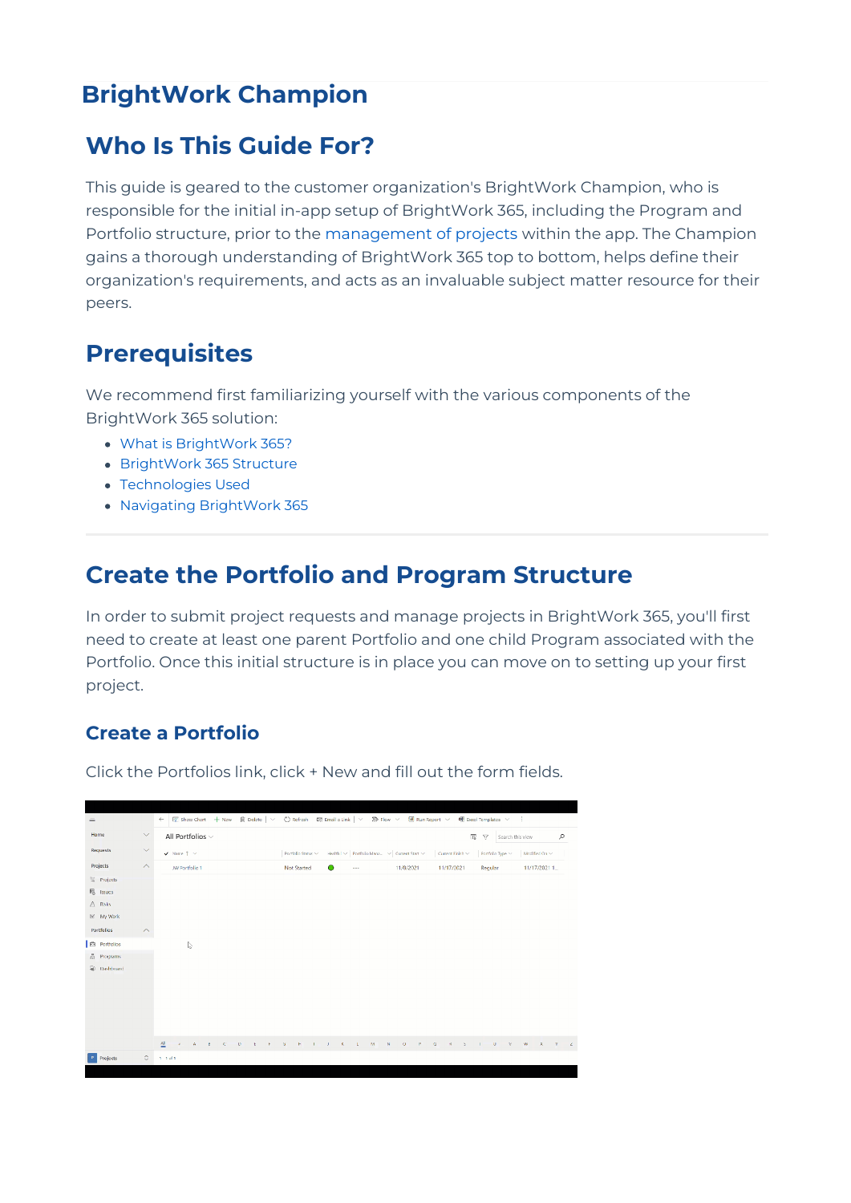# BrightWork Champion

## Who Is This Guide For?

This guide is geared to the customer organization's BrightWork Champion, who is responsible for the initial in-app setup of BrightWork 365, including the Program and Portfolio structure, prior to the management of projects within the app. The Champion gains a thorough understanding of BrightWork 365 top to bottom, helps define their organization's requirements, and acts as an invaluable subject matter resource for their peers.

## Prerequisites

We recommend first familiarizing yourself with the various components of the BrightWork 365 solution:

- What is BrightWork 365?
- BrightWork 365 Structure
- Technologies Used
- Navigating BrightWork 365

---

## Create the Portfolio and Program Structure

In order to submit project requests and manage projects in BrightWork 365, you'll first need to create at least one parent Portfolio and one child Program associated with the Portfolio. Once this initial structure is in place you can move on to setting up your first project.

### Create a Portfolio

Click the Portfolios link, click + New and fill out the form fields.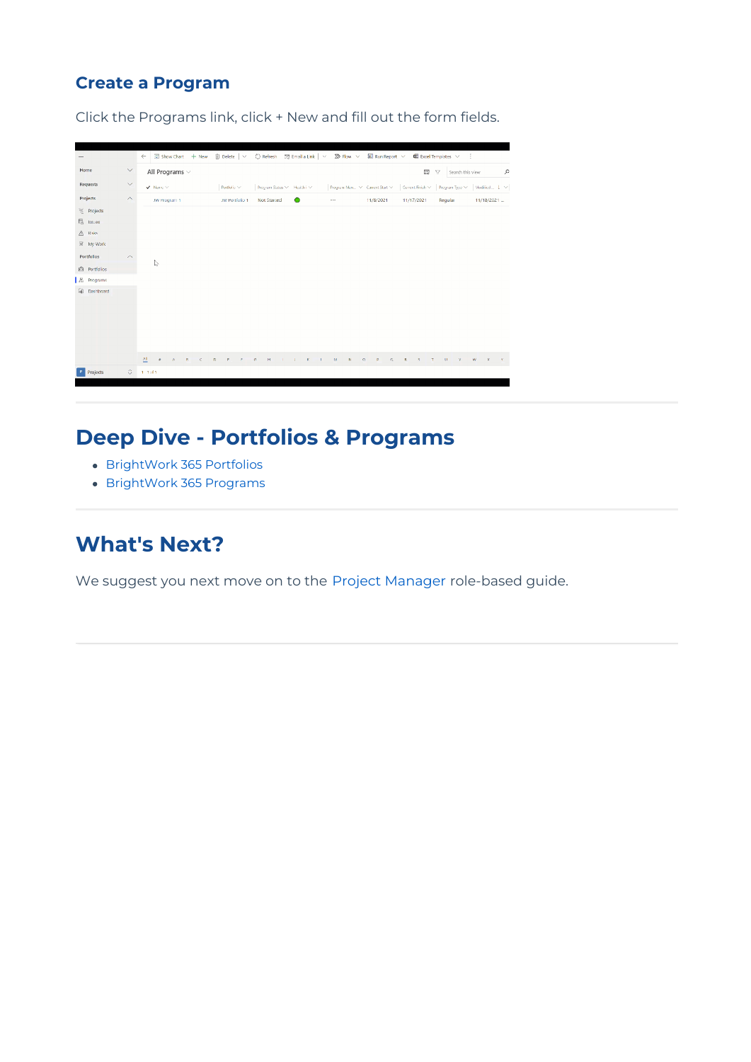## Create a Program

Click the Programs link, click + New and fill out the form fields.

# Deep Dive - Portfolios & Programs

- BrightWork 365 Portfolios
- BrightWork 365 Programs

# What's Next?

We suggest you next move on to the Project Manager role-based guide.